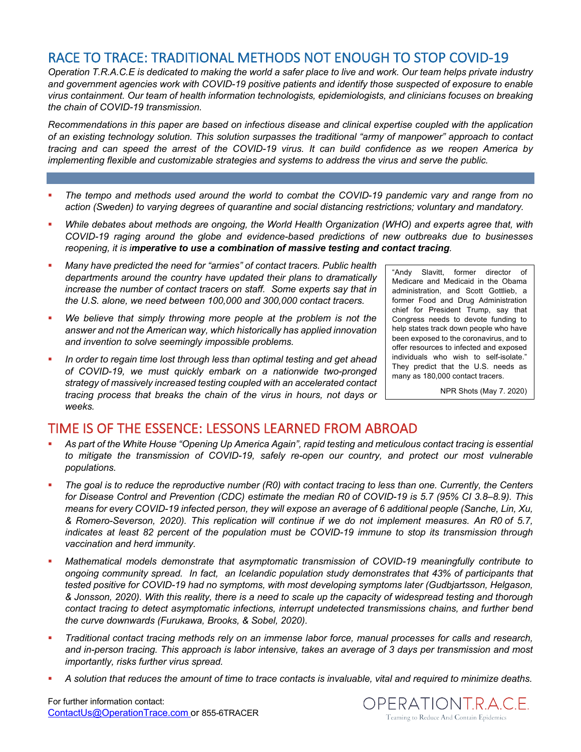## RACE TO TRACE: TRADITIONAL METHODS NOT ENOUGH TO STOP COVID-19

*Operation T.R.A.C.E is dedicated to making the world a safer place to live and work. Our team helps private industry and government agencies work with COVID-19 positive patients and identify those suspected of exposure to enable virus containment. Our team of health information technologists, epidemiologists, and clinicians focuses on breaking the chain of COVID-19 transmission.*

*Recommendations in this paper are based on infectious disease and clinical expertise coupled with the application of an existing technology solution. This solution surpasses the traditional "army of manpower" approach to contact tracing and can speed the arrest of the COVID-19 virus. It can build confidence as we reopen America by implementing flexible and customizable strategies and systems to address the virus and serve the public.*

- *The tempo and methods used around the world to combat the COVID-19 pandemic vary and range from no action (Sweden) to varying degrees of quarantine and social distancing restrictions; voluntary and mandatory.*
- *While debates about methods are ongoing, the World Health Organization (WHO) and experts agree that, with COVID-19 raging around the globe and evidence-based predictions of new outbreaks due to businesses reopening, it is i**mperative to use a combination of massive testing and contact tracing**.*
- *Many have predicted the need for "armies" of contact tracers. Public health departments around the country have updated their plans to dramatically increase the number of contact tracers on staff. Some experts say that in the U.S. alone, we need between 100,000 and 300,000 contact tracers.*
- *We believe that simply throwing more people at the problem is not the answer and not the American way, which historically has applied innovation and invention to solve seemingly impossible problems.*
- *In order to regain time lost through less than optimal testing and get ahead of COVID-19, we must quickly embark on a nationwide two-pronged strategy of massively increased testing coupled with an accelerated contact tracing process that breaks the chain of the virus in hours, not days or weeks.*

> "Andy Slavitt, former director of Medicare and Medicaid in the Obama administration, and Scott Gottlieb, a former Food and Drug Administration chief for President Trump, say that Congress needs to devote funding to help states track down people who have been exposed to the coronavirus, and to offer resources to infected and exposed individuals who wish to self-isolate." They predict that the U.S. needs as many as 180,000 contact tracers.
>
> NPR Shots (May 7. 2020)

## TIME IS OF THE ESSENCE: LESSONS LEARNED FROM ABROAD

- *As part of the White House "Opening Up America Again", rapid testing and meticulous contact tracing is essential to mitigate the transmission of COVID-19, safely re-open our country, and protect our most vulnerable populations.*
- *The goal is to reduce the reproductive number (R0) with contact tracing to less than one. Currently, the Centers for Disease Control and Prevention (CDC) estimate the median R0 of COVID-19 is 5.7 (95% CI 3.8–8.9). This means for every COVID-19 infected person, they will expose an average of 6 additional people (Sanche, Lin, Xu, & Romero-Severson, 2020). This replication will continue if we do not implement measures. An R0 of 5.7, indicates at least 82 percent of the population must be COVID-19 immune to stop its transmission through vaccination and herd immunity.*
- *Mathematical models demonstrate that asymptomatic transmission of COVID-19 meaningfully contribute to ongoing community spread. In fact, an Icelandic population study demonstrates that 43% of participants that tested positive for COVID-19 had no symptoms, with most developing symptoms later (Gudbjartsson, Helgason, & Jonsson, 2020). With this reality, there is a need to scale up the capacity of widespread testing and thorough contact tracing to detect asymptomatic infections, interrupt undetected transmissions chains, and further bend the curve downwards (Furukawa, Brooks, & Sobel, 2020).*
- *Traditional contact tracing methods rely on an immense labor force, manual processes for calls and research, and in-person tracing. This approach is labor intensive, takes an average of 3 days per transmission and most importantly, risks further virus spread.*
- *A solution that reduces the amount of time to trace contacts is invaluable, vital and required to minimize deaths.*

For further information contact:
ContactUs@OperationTrace.com or 855-6TRACER

OPERATION T.R.A.C.E.
Teaming to Reduce And Contain Epidemics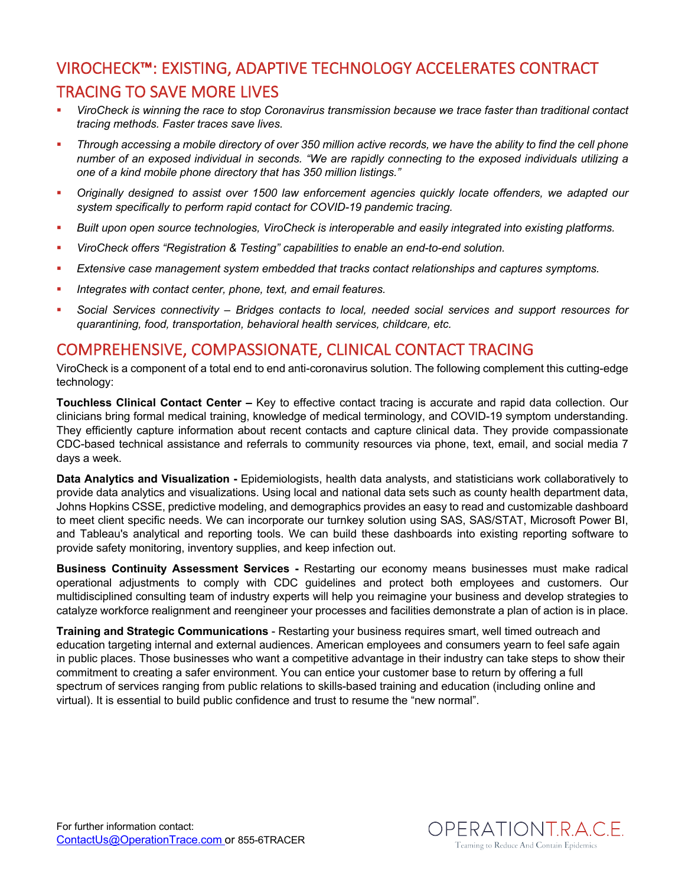## VIROCHECK™: EXISTING, ADAPTIVE TECHNOLOGY ACCELERATES CONTRACT TRACING TO SAVE MORE LIVES

- *ViroCheck is winning the race to stop Coronavirus transmission because we trace faster than traditional contact tracing methods. Faster traces save lives.*
- *Through accessing a mobile directory of over 350 million active records, we have the ability to find the cell phone number of an exposed individual in seconds. "We are rapidly connecting to the exposed individuals utilizing a one of a kind mobile phone directory that has 350 million listings."*
- *Originally designed to assist over 1500 law enforcement agencies quickly locate offenders, we adapted our system specifically to perform rapid contact for COVID-19 pandemic tracing.*
- *Built upon open source technologies, ViroCheck is interoperable and easily integrated into existing platforms.*
- *ViroCheck offers "Registration & Testing" capabilities to enable an end-to-end solution.*
- *Extensive case management system embedded that tracks contact relationships and captures symptoms.*
- *Integrates with contact center, phone, text, and email features.*
- *Social Services connectivity – Bridges contacts to local, needed social services and support resources for quarantining, food, transportation, behavioral health services, childcare, etc.*

## COMPREHENSIVE, COMPASSIONATE, CLINICAL CONTACT TRACING

ViroCheck is a component of a total end to end anti-coronavirus solution. The following complement this cutting-edge technology:

**Touchless Clinical Contact Center –** Key to effective contact tracing is accurate and rapid data collection. Our clinicians bring formal medical training, knowledge of medical terminology, and COVID-19 symptom understanding. They efficiently capture information about recent contacts and capture clinical data. They provide compassionate CDC-based technical assistance and referrals to community resources via phone, text, email, and social media 7 days a week.

**Data Analytics and Visualization -** Epidemiologists, health data analysts, and statisticians work collaboratively to provide data analytics and visualizations. Using local and national data sets such as county health department data, Johns Hopkins CSSE, predictive modeling, and demographics provides an easy to read and customizable dashboard to meet client specific needs. We can incorporate our turnkey solution using SAS, SAS/STAT, Microsoft Power BI, and Tableau's analytical and reporting tools. We can build these dashboards into existing reporting software to provide safety monitoring, inventory supplies, and keep infection out.

**Business Continuity Assessment Services -** Restarting our economy means businesses must make radical operational adjustments to comply with CDC guidelines and protect both employees and customers. Our multidisciplined consulting team of industry experts will help you reimagine your business and develop strategies to catalyze workforce realignment and reengineer your processes and facilities demonstrate a plan of action is in place.

**Training and Strategic Communications** - Restarting your business requires smart, well timed outreach and education targeting internal and external audiences. American employees and consumers yearn to feel safe again in public places. Those businesses who want a competitive advantage in their industry can take steps to show their commitment to creating a safer environment. You can entice your customer base to return by offering a full spectrum of services ranging from public relations to skills-based training and education (including online and virtual). It is essential to build public confidence and trust to resume the "new normal".

For further information contact:
ContactUs@OperationTrace.com or 855-6TRACER

OPERATION T.R.A.C.E.
Teaming to Reduce And Contain Epidemics